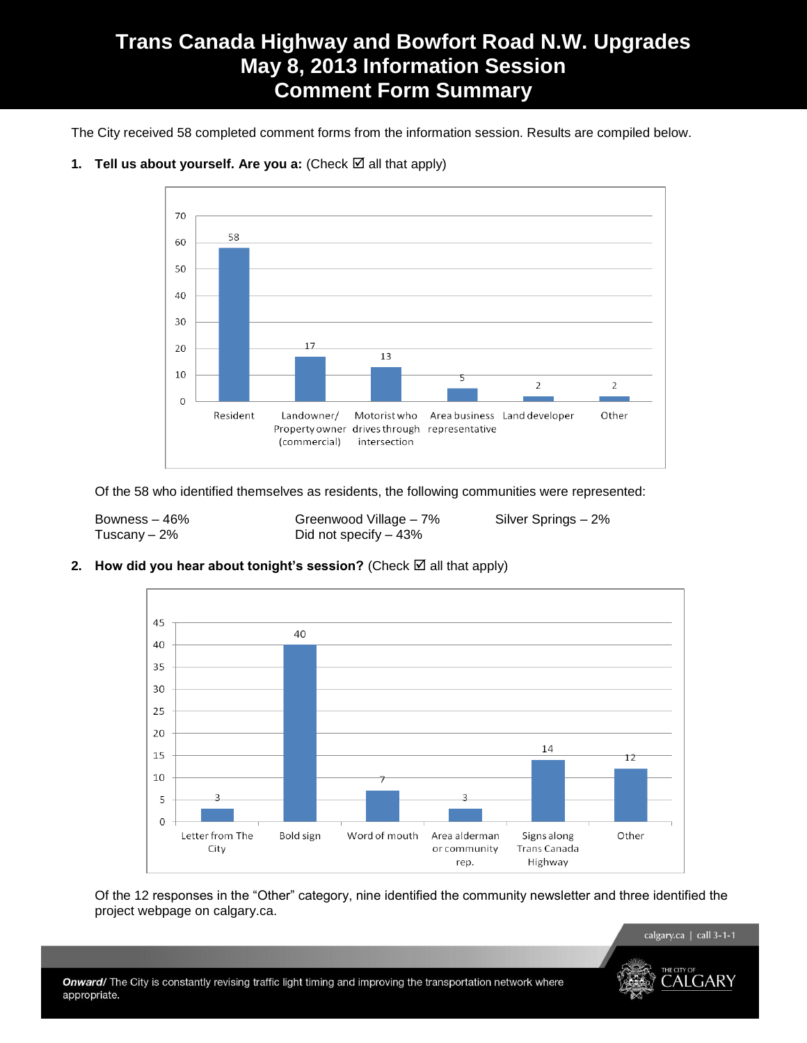# Trans Canada Highway and Bowfort Road N.W. Upgrades
# May 8, 2013 Information Session
# Comment Form Summary

The City received 58 completed comment forms from the information session. Results are compiled below.

1. **Tell us about yourself. Are you a:** (Check ☑ all that apply)

| Category | Responses |
|---|---|
| Resident | 58 |
| Landowner/ Property owner (commercial) | 17 |
| Motorist who drives through intersection | 13 |
| Area business representative | 5 |
| Land developer | 2 |
| Other | 2 |

Of the 58 who identified themselves as residents, the following communities were represented:

Bowness – 46%
Greenwood Village – 7%
Silver Springs – 2%
Tuscany – 2%
Did not specify – 43%

2. **How did you hear about tonight's session?** (Check ☑ all that apply)

| Source | Responses |
|---|---|
| Letter from The City | 3 |
| Bold sign | 40 |
| Word of mouth | 7 |
| Area alderman or community rep. | 3 |
| Signs along Trans Canada Highway | 14 |
| Other | 12 |

Of the 12 responses in the "Other" category, nine identified the community newsletter and three identified the project webpage on calgary.ca.

***Onward/*** The City is constantly revising traffic light timing and improving the transportation network where appropriate.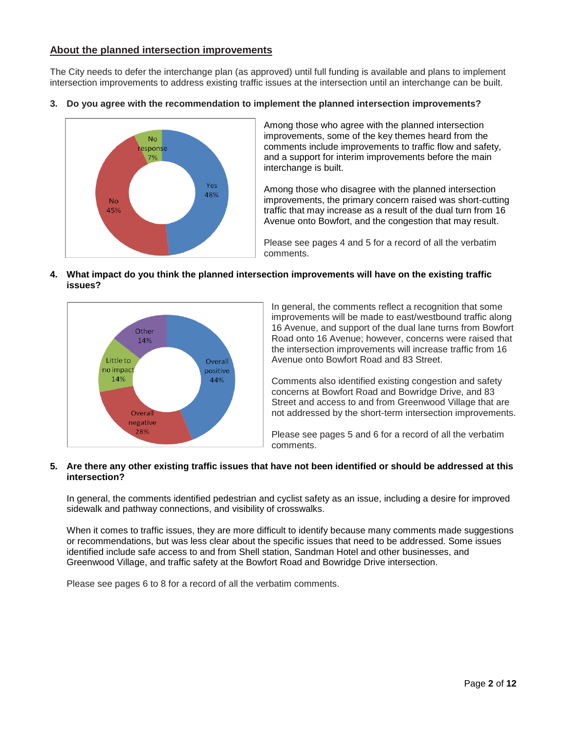## About the planned intersection improvements

The City needs to defer the interchange plan (as approved) until full funding is available and plans to implement intersection improvements to address existing traffic issues at the intersection until an interchange can be built.

**3. Do you agree with the recommendation to implement the planned intersection improvements?**

Among those who agree with the planned intersection improvements, some of the key themes heard from the comments include improvements to traffic flow and safety, and a support for interim improvements before the main interchange is built.

Among those who disagree with the planned intersection improvements, the primary concern raised was short-cutting traffic that may increase as a result of the dual turn from 16 Avenue onto Bowfort, and the congestion that may result.

Please see pages 4 and 5 for a record of all the verbatim comments.

**4. What impact do you think the planned intersection improvements will have on the existing traffic issues?**

In general, the comments reflect a recognition that some improvements will be made to east/westbound traffic along 16 Avenue, and support of the dual lane turns from Bowfort Road onto 16 Avenue; however, concerns were raised that the intersection improvements will increase traffic from 16 Avenue onto Bowfort Road and 83 Street.

Comments also identified existing congestion and safety concerns at Bowfort Road and Bowridge Drive, and 83 Street and access to and from Greenwood Village that are not addressed by the short-term intersection improvements.

Please see pages 5 and 6 for a record of all the verbatim comments.

**5. Are there any other existing traffic issues that have not been identified or should be addressed at this intersection?**

In general, the comments identified pedestrian and cyclist safety as an issue, including a desire for improved sidewalk and pathway connections, and visibility of crosswalks.

When it comes to traffic issues, they are more difficult to identify because many comments made suggestions or recommendations, but was less clear about the specific issues that need to be addressed. Some issues identified include safe access to and from Shell station, Sandman Hotel and other businesses, and Greenwood Village, and traffic safety at the Bowfort Road and Bowridge Drive intersection.

Please see pages 6 to 8 for a record of all the verbatim comments.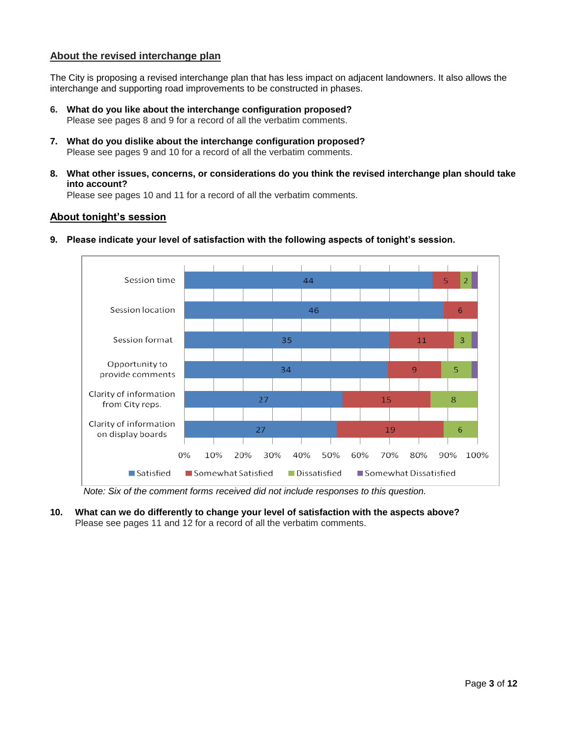## About the revised interchange plan

The City is proposing a revised interchange plan that has less impact on adjacent landowners. It also allows the interchange and supporting road improvements to be constructed in phases.

6. **What do you like about the interchange configuration proposed?**
   Please see pages 8 and 9 for a record of all the verbatim comments.

7. **What do you dislike about the interchange configuration proposed?**
   Please see pages 9 and 10 for a record of all the verbatim comments.

8. **What other issues, concerns, or considerations do you think the revised interchange plan should take into account?**
   Please see pages 10 and 11 for a record of all the verbatim comments.

## About tonight's session

9. **Please indicate your level of satisfaction with the following aspects of tonight's session.**

| | Satisfied | Somewhat Satisfied | Dissatisfied | Somewhat Dissatisfied |
|---|---|---|---|---|
| Session time | 44 | 5 | 2 | |
| Session location | 46 | 6 | | |
| Session format | 35 | 11 | 3 | |
| Opportunity to provide comments | 34 | 9 | 5 | |
| Clarity of information from City reps. | 27 | 15 | 8 | |
| Clarity of information on display boards | 27 | 19 | 6 | |

*Note: Six of the comment forms received did not include responses to this question.*

10. **What can we do differently to change your level of satisfaction with the aspects above?**
    Please see pages 11 and 12 for a record of all the verbatim comments.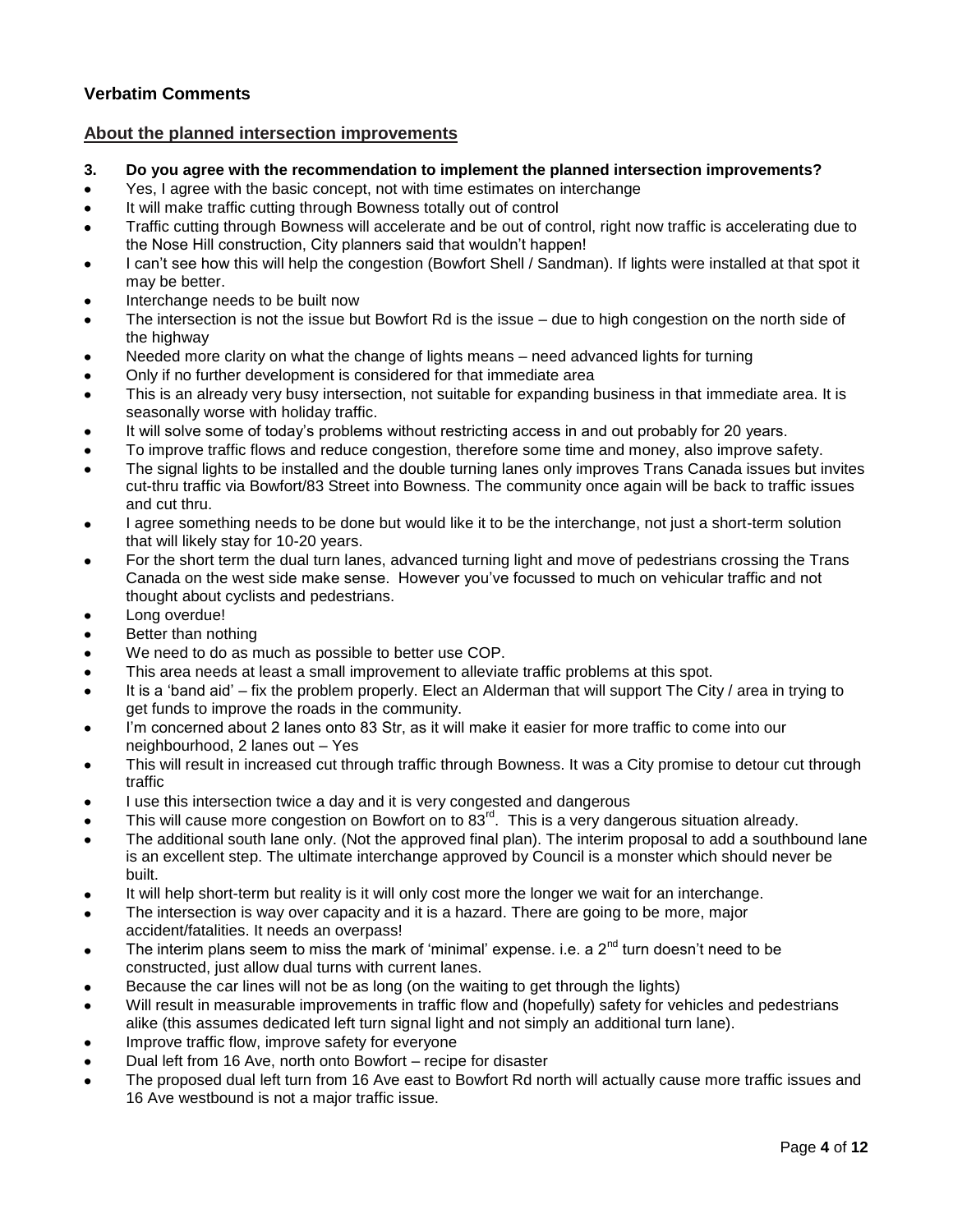## Verbatim Comments

### About the planned intersection improvements

**3. Do you agree with the recommendation to implement the planned intersection improvements?**

- Yes, I agree with the basic concept, not with time estimates on interchange
- It will make traffic cutting through Bowness totally out of control
- Traffic cutting through Bowness will accelerate and be out of control, right now traffic is accelerating due to the Nose Hill construction, City planners said that wouldn't happen!
- I can't see how this will help the congestion (Bowfort Shell / Sandman). If lights were installed at that spot it may be better.
- Interchange needs to be built now
- The intersection is not the issue but Bowfort Rd is the issue – due to high congestion on the north side of the highway
- Needed more clarity on what the change of lights means – need advanced lights for turning
- Only if no further development is considered for that immediate area
- This is an already very busy intersection, not suitable for expanding business in that immediate area. It is seasonally worse with holiday traffic.
- It will solve some of today's problems without restricting access in and out probably for 20 years.
- To improve traffic flows and reduce congestion, therefore some time and money, also improve safety.
- The signal lights to be installed and the double turning lanes only improves Trans Canada issues but invites cut-thru traffic via Bowfort/83 Street into Bowness. The community once again will be back to traffic issues and cut thru.
- I agree something needs to be done but would like it to be the interchange, not just a short-term solution that will likely stay for 10-20 years.
- For the short term the dual turn lanes, advanced turning light and move of pedestrians crossing the Trans Canada on the west side make sense. However you've focussed to much on vehicular traffic and not thought about cyclists and pedestrians.
- Long overdue!
- Better than nothing
- We need to do as much as possible to better use COP.
- This area needs at least a small improvement to alleviate traffic problems at this spot.
- It is a 'band aid' – fix the problem properly. Elect an Alderman that will support The City / area in trying to get funds to improve the roads in the community.
- I'm concerned about 2 lanes onto 83 Str, as it will make it easier for more traffic to come into our neighbourhood, 2 lanes out – Yes
- This will result in increased cut through traffic through Bowness. It was a City promise to detour cut through traffic
- I use this intersection twice a day and it is very congested and dangerous
- This will cause more congestion on Bowfort on to 83rd. This is a very dangerous situation already.
- The additional south lane only. (Not the approved final plan). The interim proposal to add a southbound lane is an excellent step. The ultimate interchange approved by Council is a monster which should never be built.
- It will help short-term but reality is it will only cost more the longer we wait for an interchange.
- The intersection is way over capacity and it is a hazard. There are going to be more, major accident/fatalities. It needs an overpass!
- The interim plans seem to miss the mark of 'minimal' expense. i.e. a 2nd turn doesn't need to be constructed, just allow dual turns with current lanes.
- Because the car lines will not be as long (on the waiting to get through the lights)
- Will result in measurable improvements in traffic flow and (hopefully) safety for vehicles and pedestrians alike (this assumes dedicated left turn signal light and not simply an additional turn lane).
- Improve traffic flow, improve safety for everyone
- Dual left from 16 Ave, north onto Bowfort – recipe for disaster
- The proposed dual left turn from 16 Ave east to Bowfort Rd north will actually cause more traffic issues and 16 Ave westbound is not a major traffic issue.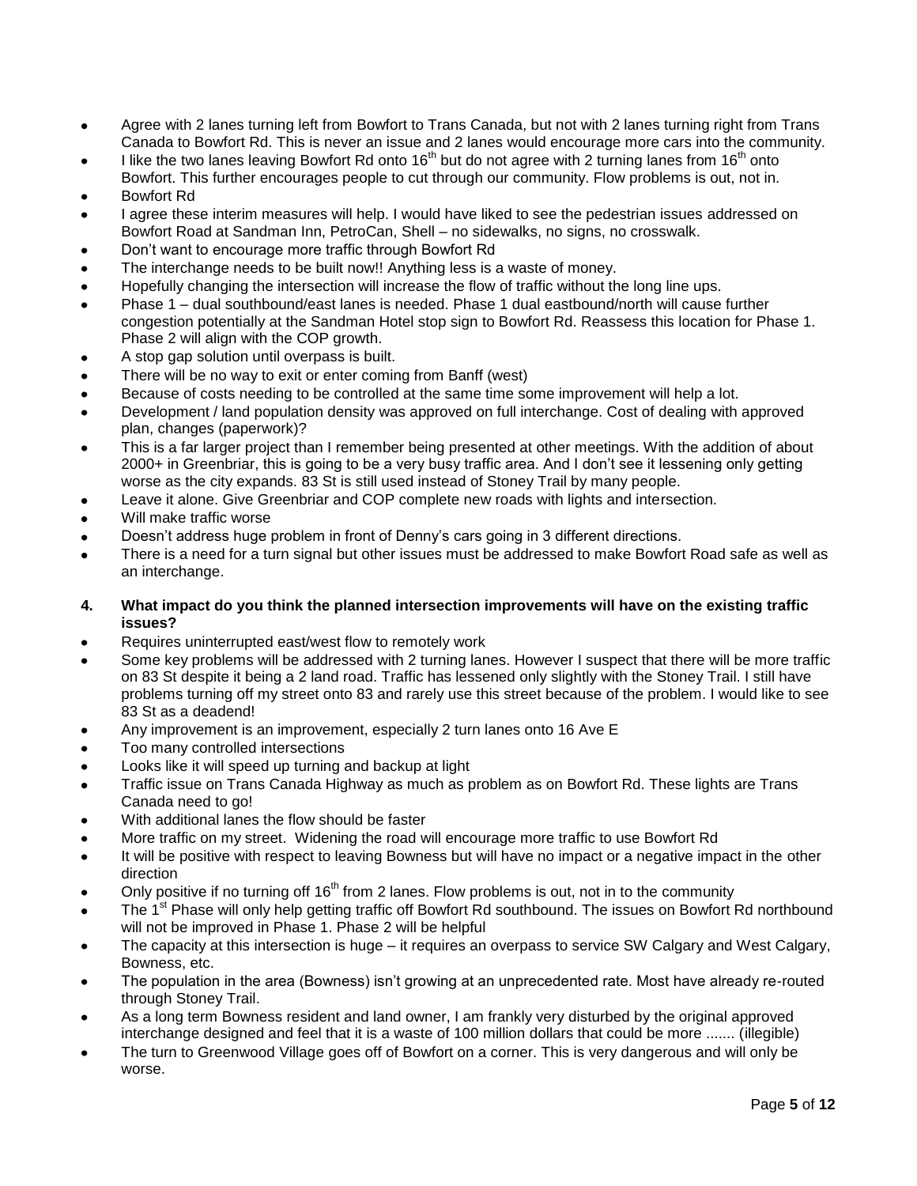- Agree with 2 lanes turning left from Bowfort to Trans Canada, but not with 2 lanes turning right from Trans Canada to Bowfort Rd. This is never an issue and 2 lanes would encourage more cars into the community.
- I like the two lanes leaving Bowfort Rd onto 16th but do not agree with 2 turning lanes from 16th onto Bowfort. This further encourages people to cut through our community. Flow problems is out, not in.
- Bowfort Rd
- I agree these interim measures will help. I would have liked to see the pedestrian issues addressed on Bowfort Road at Sandman Inn, PetroCan, Shell – no sidewalks, no signs, no crosswalk.
- Don't want to encourage more traffic through Bowfort Rd
- The interchange needs to be built now!! Anything less is a waste of money.
- Hopefully changing the intersection will increase the flow of traffic without the long line ups.
- Phase 1 – dual southbound/east lanes is needed. Phase 1 dual eastbound/north will cause further congestion potentially at the Sandman Hotel stop sign to Bowfort Rd. Reassess this location for Phase 1. Phase 2 will align with the COP growth.
- A stop gap solution until overpass is built.
- There will be no way to exit or enter coming from Banff (west)
- Because of costs needing to be controlled at the same time some improvement will help a lot.
- Development / land population density was approved on full interchange. Cost of dealing with approved plan, changes (paperwork)?
- This is a far larger project than I remember being presented at other meetings. With the addition of about 2000+ in Greenbriar, this is going to be a very busy traffic area. And I don't see it lessening only getting worse as the city expands. 83 St is still used instead of Stoney Trail by many people.
- Leave it alone. Give Greenbriar and COP complete new roads with lights and intersection.
- Will make traffic worse
- Doesn't address huge problem in front of Denny's cars going in 3 different directions.
- There is a need for a turn signal but other issues must be addressed to make Bowfort Road safe as well as an interchange.

**4. What impact do you think the planned intersection improvements will have on the existing traffic issues?**

- Requires uninterrupted east/west flow to remotely work
- Some key problems will be addressed with 2 turning lanes. However I suspect that there will be more traffic on 83 St despite it being a 2 land road. Traffic has lessened only slightly with the Stoney Trail. I still have problems turning off my street onto 83 and rarely use this street because of the problem. I would like to see 83 St as a deadend!
- Any improvement is an improvement, especially 2 turn lanes onto 16 Ave E
- Too many controlled intersections
- Looks like it will speed up turning and backup at light
- Traffic issue on Trans Canada Highway as much as problem as on Bowfort Rd. These lights are Trans Canada need to go!
- With additional lanes the flow should be faster
- More traffic on my street. Widening the road will encourage more traffic to use Bowfort Rd
- It will be positive with respect to leaving Bowness but will have no impact or a negative impact in the other direction
- Only positive if no turning off 16th from 2 lanes. Flow problems is out, not in to the community
- The 1st Phase will only help getting traffic off Bowfort Rd southbound. The issues on Bowfort Rd northbound will not be improved in Phase 1. Phase 2 will be helpful
- The capacity at this intersection is huge – it requires an overpass to service SW Calgary and West Calgary, Bowness, etc.
- The population in the area (Bowness) isn't growing at an unprecedented rate. Most have already re-routed through Stoney Trail.
- As a long term Bowness resident and land owner, I am frankly very disturbed by the original approved interchange designed and feel that it is a waste of 100 million dollars that could be more ....... (illegible)
- The turn to Greenwood Village goes off of Bowfort on a corner. This is very dangerous and will only be worse.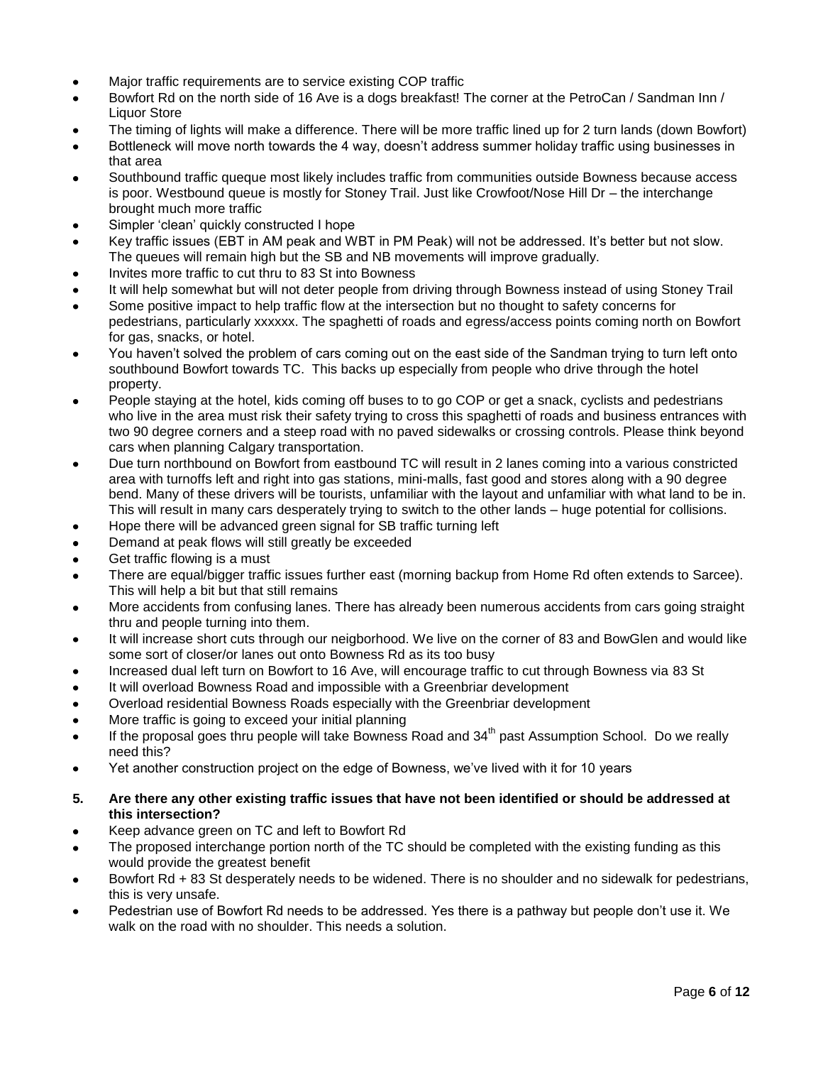- Major traffic requirements are to service existing COP traffic
- Bowfort Rd on the north side of 16 Ave is a dogs breakfast! The corner at the PetroCan / Sandman Inn / Liquor Store
- The timing of lights will make a difference. There will be more traffic lined up for 2 turn lands (down Bowfort)
- Bottleneck will move north towards the 4 way, doesn't address summer holiday traffic using businesses in that area
- Southbound traffic queque most likely includes traffic from communities outside Bowness because access is poor. Westbound queue is mostly for Stoney Trail. Just like Crowfoot/Nose Hill Dr – the interchange brought much more traffic
- Simpler 'clean' quickly constructed I hope
- Key traffic issues (EBT in AM peak and WBT in PM Peak) will not be addressed. It's better but not slow. The queues will remain high but the SB and NB movements will improve gradually.
- Invites more traffic to cut thru to 83 St into Bowness
- It will help somewhat but will not deter people from driving through Bowness instead of using Stoney Trail
- Some positive impact to help traffic flow at the intersection but no thought to safety concerns for pedestrians, particularly xxxxxx. The spaghetti of roads and egress/access points coming north on Bowfort for gas, snacks, or hotel.
- You haven't solved the problem of cars coming out on the east side of the Sandman trying to turn left onto southbound Bowfort towards TC. This backs up especially from people who drive through the hotel property.
- People staying at the hotel, kids coming off buses to to go COP or get a snack, cyclists and pedestrians who live in the area must risk their safety trying to cross this spaghetti of roads and business entrances with two 90 degree corners and a steep road with no paved sidewalks or crossing controls. Please think beyond cars when planning Calgary transportation.
- Due turn northbound on Bowfort from eastbound TC will result in 2 lanes coming into a various constricted area with turnoffs left and right into gas stations, mini-malls, fast good and stores along with a 90 degree bend. Many of these drivers will be tourists, unfamiliar with the layout and unfamiliar with what land to be in. This will result in many cars desperately trying to switch to the other lands – huge potential for collisions.
- Hope there will be advanced green signal for SB traffic turning left
- Demand at peak flows will still greatly be exceeded
- Get traffic flowing is a must
- There are equal/bigger traffic issues further east (morning backup from Home Rd often extends to Sarcee). This will help a bit but that still remains
- More accidents from confusing lanes. There has already been numerous accidents from cars going straight thru and people turning into them.
- It will increase short cuts through our neigborhood. We live on the corner of 83 and BowGlen and would like some sort of closer/or lanes out onto Bowness Rd as its too busy
- Increased dual left turn on Bowfort to 16 Ave, will encourage traffic to cut through Bowness via 83 St
- It will overload Bowness Road and impossible with a Greenbriar development
- Overload residential Bowness Roads especially with the Greenbriar development
- More traffic is going to exceed your initial planning
- If the proposal goes thru people will take Bowness Road and 34th past Assumption School. Do we really need this?
- Yet another construction project on the edge of Bowness, we've lived with it for 10 years

**5. Are there any other existing traffic issues that have not been identified or should be addressed at this intersection?**

- Keep advance green on TC and left to Bowfort Rd
- The proposed interchange portion north of the TC should be completed with the existing funding as this would provide the greatest benefit
- Bowfort Rd + 83 St desperately needs to be widened. There is no shoulder and no sidewalk for pedestrians, this is very unsafe.
- Pedestrian use of Bowfort Rd needs to be addressed. Yes there is a pathway but people don't use it. We walk on the road with no shoulder. This needs a solution.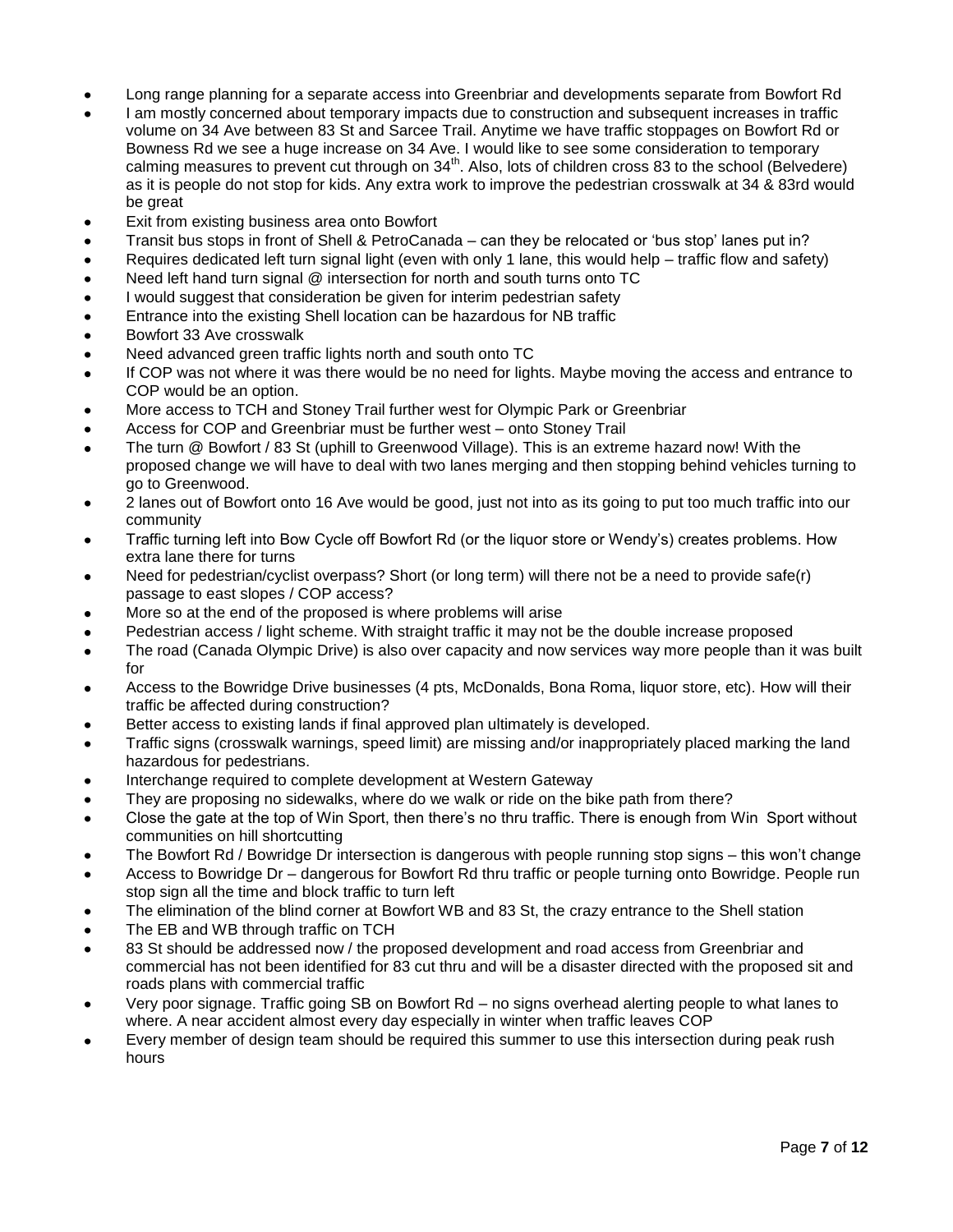- Long range planning for a separate access into Greenbriar and developments separate from Bowfort Rd
- I am mostly concerned about temporary impacts due to construction and subsequent increases in traffic volume on 34 Ave between 83 St and Sarcee Trail. Anytime we have traffic stoppages on Bowfort Rd or Bowness Rd we see a huge increase on 34 Ave. I would like to see some consideration to temporary calming measures to prevent cut through on 34th. Also, lots of children cross 83 to the school (Belvedere) as it is people do not stop for kids. Any extra work to improve the pedestrian crosswalk at 34 & 83rd would be great
- Exit from existing business area onto Bowfort
- Transit bus stops in front of Shell & PetroCanada – can they be relocated or 'bus stop' lanes put in?
- Requires dedicated left turn signal light (even with only 1 lane, this would help – traffic flow and safety)
- Need left hand turn signal @ intersection for north and south turns onto TC
- I would suggest that consideration be given for interim pedestrian safety
- Entrance into the existing Shell location can be hazardous for NB traffic
- Bowfort 33 Ave crosswalk
- Need advanced green traffic lights north and south onto TC
- If COP was not where it was there would be no need for lights. Maybe moving the access and entrance to COP would be an option.
- More access to TCH and Stoney Trail further west for Olympic Park or Greenbriar
- Access for COP and Greenbriar must be further west – onto Stoney Trail
- The turn @ Bowfort / 83 St (uphill to Greenwood Village). This is an extreme hazard now! With the proposed change we will have to deal with two lanes merging and then stopping behind vehicles turning to go to Greenwood.
- 2 lanes out of Bowfort onto 16 Ave would be good, just not into as its going to put too much traffic into our community
- Traffic turning left into Bow Cycle off Bowfort Rd (or the liquor store or Wendy's) creates problems. How extra lane there for turns
- Need for pedestrian/cyclist overpass? Short (or long term) will there not be a need to provide safe(r) passage to east slopes / COP access?
- More so at the end of the proposed is where problems will arise
- Pedestrian access / light scheme. With straight traffic it may not be the double increase proposed
- The road (Canada Olympic Drive) is also over capacity and now services way more people than it was built for
- Access to the Bowridge Drive businesses (4 pts, McDonalds, Bona Roma, liquor store, etc). How will their traffic be affected during construction?
- Better access to existing lands if final approved plan ultimately is developed.
- Traffic signs (crosswalk warnings, speed limit) are missing and/or inappropriately placed marking the land hazardous for pedestrians.
- Interchange required to complete development at Western Gateway
- They are proposing no sidewalks, where do we walk or ride on the bike path from there?
- Close the gate at the top of Win Sport, then there's no thru traffic. There is enough from Win Sport without communities on hill shortcutting
- The Bowfort Rd / Bowridge Dr intersection is dangerous with people running stop signs – this won't change
- Access to Bowridge Dr – dangerous for Bowfort Rd thru traffic or people turning onto Bowridge. People run stop sign all the time and block traffic to turn left
- The elimination of the blind corner at Bowfort WB and 83 St, the crazy entrance to the Shell station
- The EB and WB through traffic on TCH
- 83 St should be addressed now / the proposed development and road access from Greenbriar and commercial has not been identified for 83 cut thru and will be a disaster directed with the proposed sit and roads plans with commercial traffic
- Very poor signage. Traffic going SB on Bowfort Rd – no signs overhead alerting people to what lanes to where. A near accident almost every day especially in winter when traffic leaves COP
- Every member of design team should be required this summer to use this intersection during peak rush hours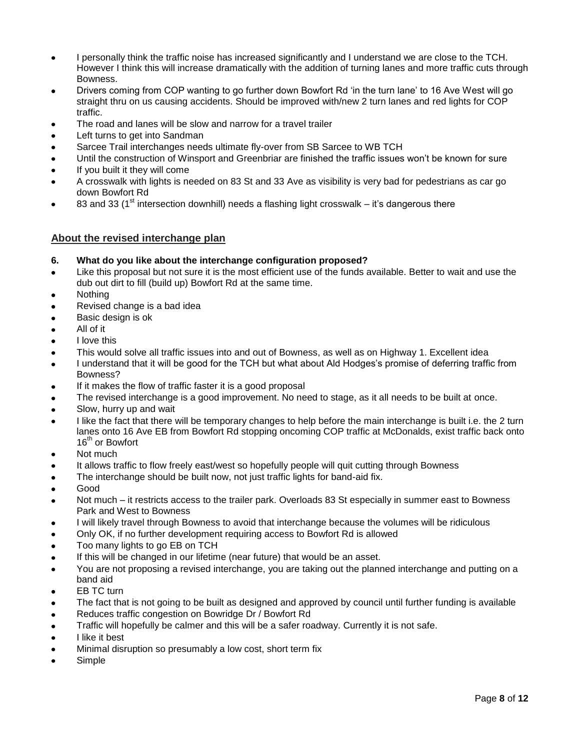- I personally think the traffic noise has increased significantly and I understand we are close to the TCH. However I think this will increase dramatically with the addition of turning lanes and more traffic cuts through Bowness.
- Drivers coming from COP wanting to go further down Bowfort Rd 'in the turn lane' to 16 Ave West will go straight thru on us causing accidents. Should be improved with/new 2 turn lanes and red lights for COP traffic.
- The road and lanes will be slow and narrow for a travel trailer
- Left turns to get into Sandman
- Sarcee Trail interchanges needs ultimate fly-over from SB Sarcee to WB TCH
- Until the construction of Winsport and Greenbriar are finished the traffic issues won't be known for sure
- If you built it they will come
- A crosswalk with lights is needed on 83 St and 33 Ave as visibility is very bad for pedestrians as car go down Bowfort Rd
- 83 and 33 (1st intersection downhill) needs a flashing light crosswalk – it's dangerous there

## About the revised interchange plan

**6. What do you like about the interchange configuration proposed?**

- Like this proposal but not sure it is the most efficient use of the funds available. Better to wait and use the dub out dirt to fill (build up) Bowfort Rd at the same time.
- Nothing
- Revised change is a bad idea
- Basic design is ok
- All of it
- I love this
- This would solve all traffic issues into and out of Bowness, as well as on Highway 1. Excellent idea
- I understand that it will be good for the TCH but what about Ald Hodges's promise of deferring traffic from Bowness?
- If it makes the flow of traffic faster it is a good proposal
- The revised interchange is a good improvement. No need to stage, as it all needs to be built at once.
- Slow, hurry up and wait
- I like the fact that there will be temporary changes to help before the main interchange is built i.e. the 2 turn lanes onto 16 Ave EB from Bowfort Rd stopping oncoming COP traffic at McDonalds, exist traffic back onto 16th or Bowfort
- Not much
- It allows traffic to flow freely east/west so hopefully people will quit cutting through Bowness
- The interchange should be built now, not just traffic lights for band-aid fix.
- Good
- Not much – it restricts access to the trailer park. Overloads 83 St especially in summer east to Bowness Park and West to Bowness
- I will likely travel through Bowness to avoid that interchange because the volumes will be ridiculous
- Only OK, if no further development requiring access to Bowfort Rd is allowed
- Too many lights to go EB on TCH
- If this will be changed in our lifetime (near future) that would be an asset.
- You are not proposing a revised interchange, you are taking out the planned interchange and putting on a band aid
- EB TC turn
- The fact that is not going to be built as designed and approved by council until further funding is available
- Reduces traffic congestion on Bowridge Dr / Bowfort Rd
- Traffic will hopefully be calmer and this will be a safer roadway. Currently it is not safe.
- I like it best
- Minimal disruption so presumably a low cost, short term fix
- Simple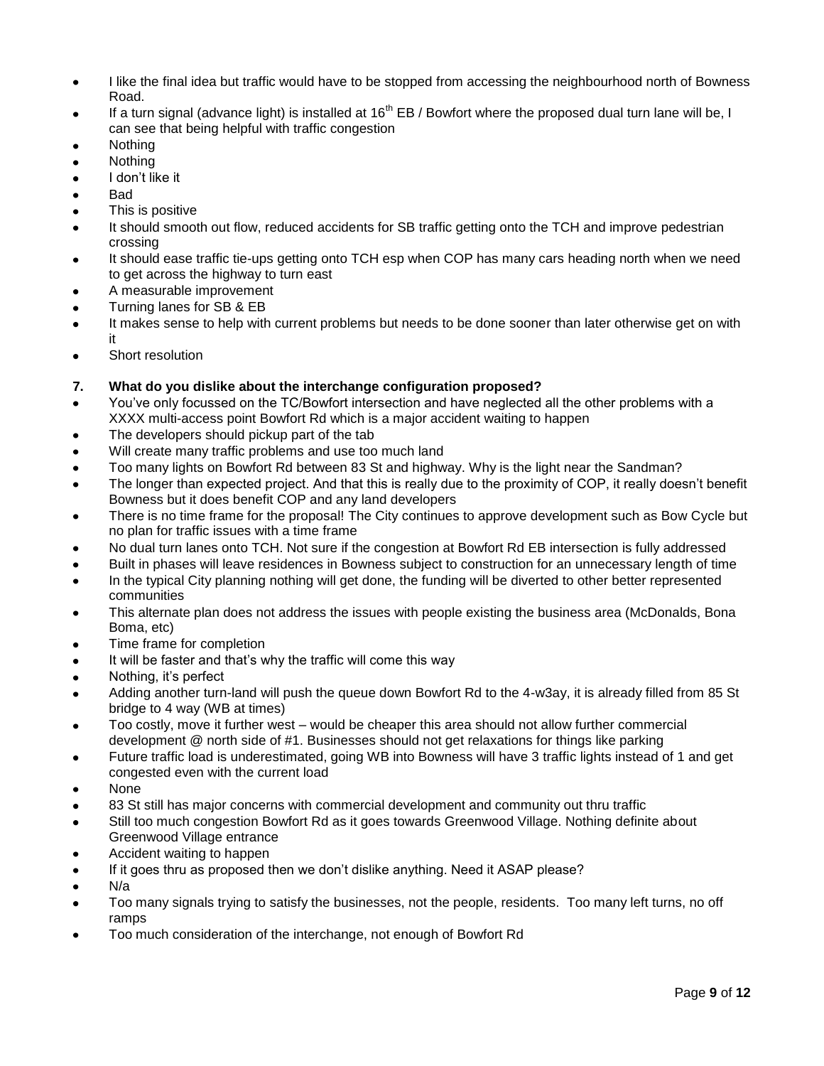- I like the final idea but traffic would have to be stopped from accessing the neighbourhood north of Bowness Road.
- If a turn signal (advance light) is installed at 16th EB / Bowfort where the proposed dual turn lane will be, I can see that being helpful with traffic congestion
- Nothing
- Nothing
- I don't like it
- Bad
- This is positive
- It should smooth out flow, reduced accidents for SB traffic getting onto the TCH and improve pedestrian crossing
- It should ease traffic tie-ups getting onto TCH esp when COP has many cars heading north when we need to get across the highway to turn east
- A measurable improvement
- Turning lanes for SB & EB
- It makes sense to help with current problems but needs to be done sooner than later otherwise get on with it
- Short resolution

**7. What do you dislike about the interchange configuration proposed?**

- You've only focussed on the TC/Bowfort intersection and have neglected all the other problems with a XXXX multi-access point Bowfort Rd which is a major accident waiting to happen
- The developers should pickup part of the tab
- Will create many traffic problems and use too much land
- Too many lights on Bowfort Rd between 83 St and highway. Why is the light near the Sandman?
- The longer than expected project. And that this is really due to the proximity of COP, it really doesn't benefit Bowness but it does benefit COP and any land developers
- There is no time frame for the proposal! The City continues to approve development such as Bow Cycle but no plan for traffic issues with a time frame
- No dual turn lanes onto TCH. Not sure if the congestion at Bowfort Rd EB intersection is fully addressed
- Built in phases will leave residences in Bowness subject to construction for an unnecessary length of time
- In the typical City planning nothing will get done, the funding will be diverted to other better represented communities
- This alternate plan does not address the issues with people existing the business area (McDonalds, Bona Boma, etc)
- Time frame for completion
- It will be faster and that's why the traffic will come this way
- Nothing, it's perfect
- Adding another turn-land will push the queue down Bowfort Rd to the 4-w3ay, it is already filled from 85 St bridge to 4 way (WB at times)
- Too costly, move it further west – would be cheaper this area should not allow further commercial development @ north side of #1. Businesses should not get relaxations for things like parking
- Future traffic load is underestimated, going WB into Bowness will have 3 traffic lights instead of 1 and get congested even with the current load
- None
- 83 St still has major concerns with commercial development and community out thru traffic
- Still too much congestion Bowfort Rd as it goes towards Greenwood Village. Nothing definite about Greenwood Village entrance
- Accident waiting to happen
- If it goes thru as proposed then we don't dislike anything. Need it ASAP please?
- N/a
- Too many signals trying to satisfy the businesses, not the people, residents. Too many left turns, no off ramps
- Too much consideration of the interchange, not enough of Bowfort Rd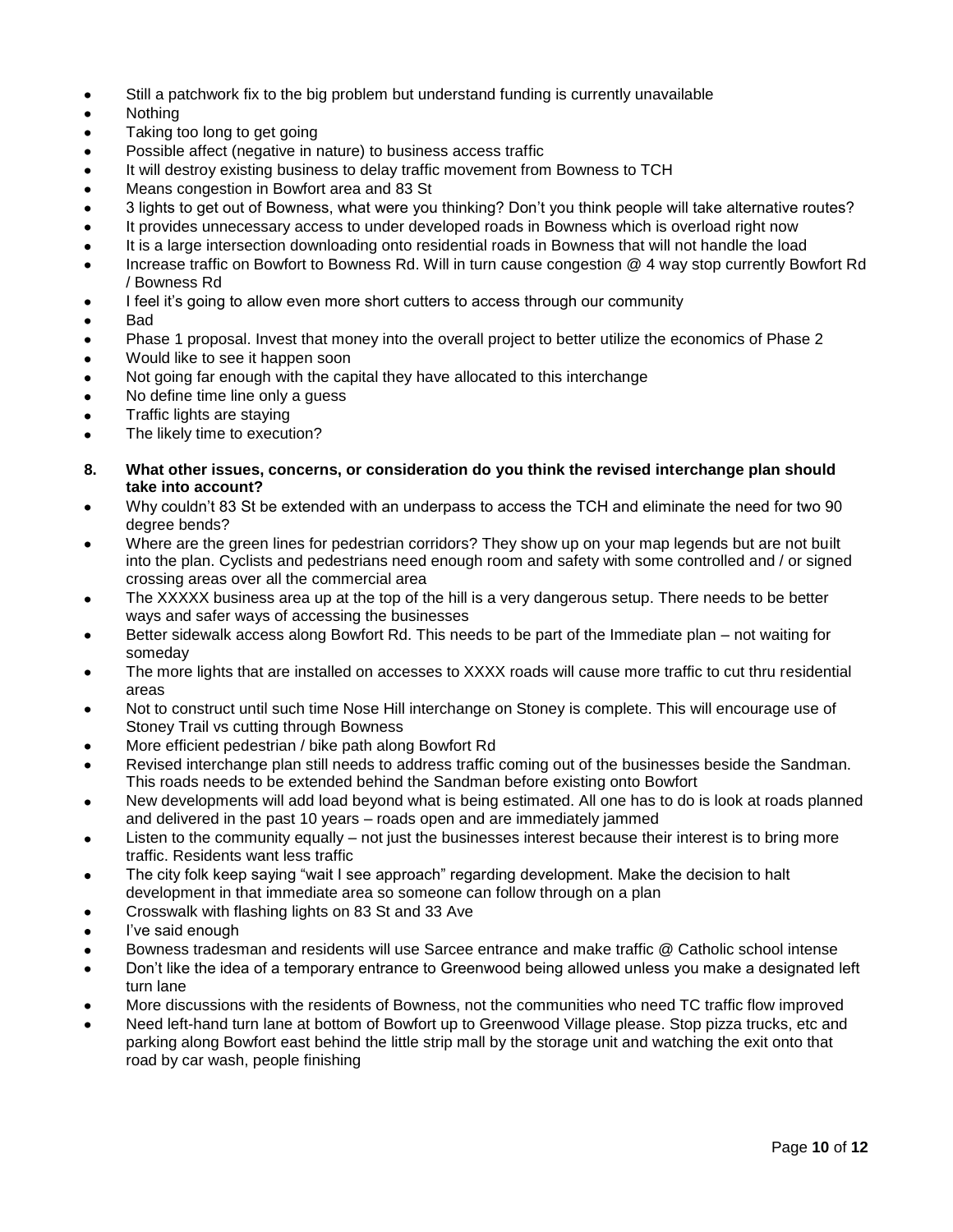- Still a patchwork fix to the big problem but understand funding is currently unavailable
- Nothing
- Taking too long to get going
- Possible affect (negative in nature) to business access traffic
- It will destroy existing business to delay traffic movement from Bowness to TCH
- Means congestion in Bowfort area and 83 St
- 3 lights to get out of Bowness, what were you thinking? Don't you think people will take alternative routes?
- It provides unnecessary access to under developed roads in Bowness which is overload right now
- It is a large intersection downloading onto residential roads in Bowness that will not handle the load
- Increase traffic on Bowfort to Bowness Rd. Will in turn cause congestion @ 4 way stop currently Bowfort Rd / Bowness Rd
- I feel it's going to allow even more short cutters to access through our community
- Bad
- Phase 1 proposal. Invest that money into the overall project to better utilize the economics of Phase 2
- Would like to see it happen soon
- Not going far enough with the capital they have allocated to this interchange
- No define time line only a guess
- Traffic lights are staying
- The likely time to execution?

**8. What other issues, concerns, or consideration do you think the revised interchange plan should take into account?**

- Why couldn't 83 St be extended with an underpass to access the TCH and eliminate the need for two 90 degree bends?
- Where are the green lines for pedestrian corridors? They show up on your map legends but are not built into the plan. Cyclists and pedestrians need enough room and safety with some controlled and / or signed crossing areas over all the commercial area
- The XXXXX business area up at the top of the hill is a very dangerous setup. There needs to be better ways and safer ways of accessing the businesses
- Better sidewalk access along Bowfort Rd. This needs to be part of the Immediate plan – not waiting for someday
- The more lights that are installed on accesses to XXXX roads will cause more traffic to cut thru residential areas
- Not to construct until such time Nose Hill interchange on Stoney is complete. This will encourage use of Stoney Trail vs cutting through Bowness
- More efficient pedestrian / bike path along Bowfort Rd
- Revised interchange plan still needs to address traffic coming out of the businesses beside the Sandman. This roads needs to be extended behind the Sandman before existing onto Bowfort
- New developments will add load beyond what is being estimated. All one has to do is look at roads planned and delivered in the past 10 years – roads open and are immediately jammed
- Listen to the community equally – not just the businesses interest because their interest is to bring more traffic. Residents want less traffic
- The city folk keep saying "wait I see approach" regarding development. Make the decision to halt development in that immediate area so someone can follow through on a plan
- Crosswalk with flashing lights on 83 St and 33 Ave
- I've said enough
- Bowness tradesman and residents will use Sarcee entrance and make traffic @ Catholic school intense
- Don't like the idea of a temporary entrance to Greenwood being allowed unless you make a designated left turn lane
- More discussions with the residents of Bowness, not the communities who need TC traffic flow improved
- Need left-hand turn lane at bottom of Bowfort up to Greenwood Village please. Stop pizza trucks, etc and parking along Bowfort east behind the little strip mall by the storage unit and watching the exit onto that road by car wash, people finishing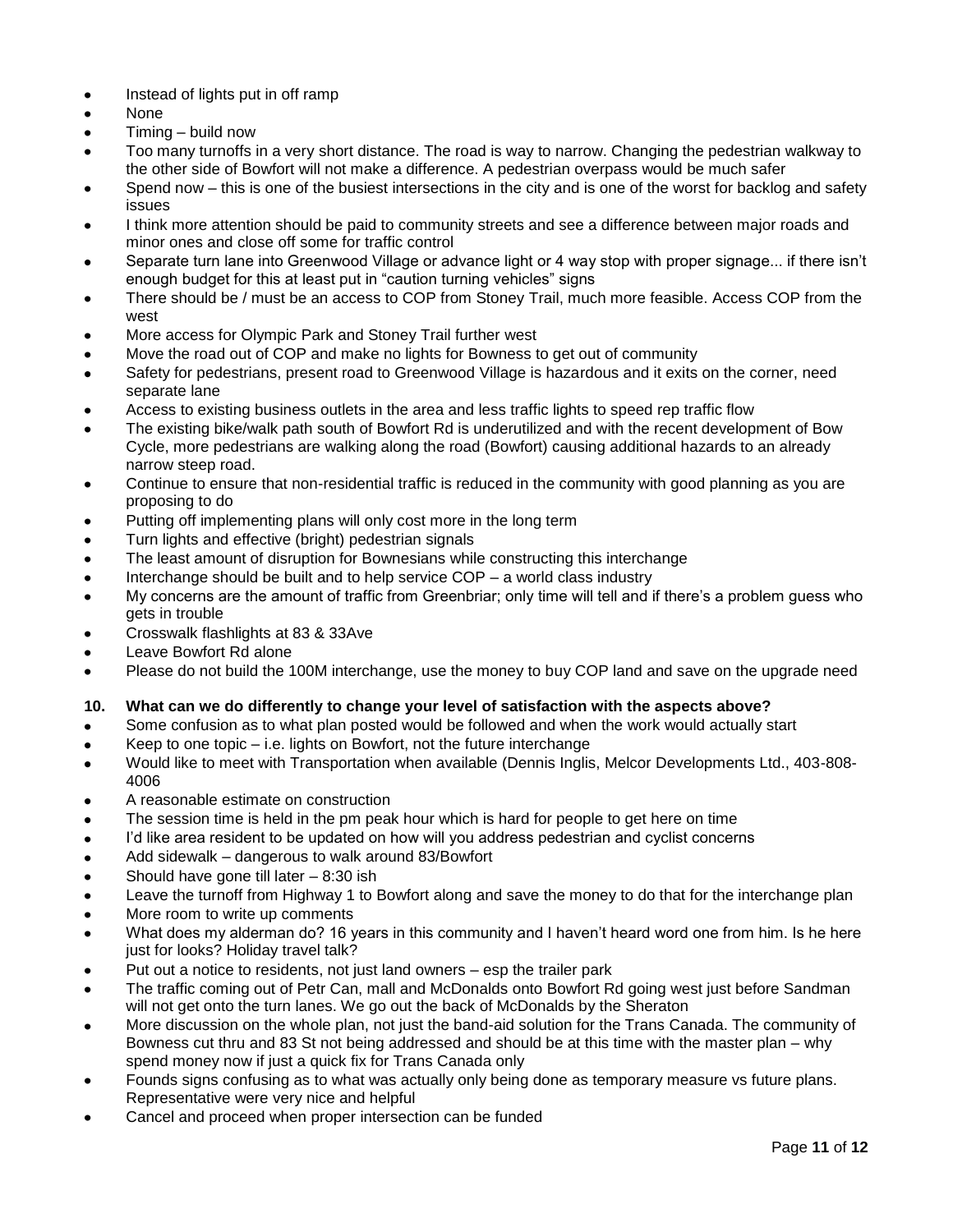- Instead of lights put in off ramp
- None
- Timing – build now
- Too many turnoffs in a very short distance. The road is way to narrow. Changing the pedestrian walkway to the other side of Bowfort will not make a difference. A pedestrian overpass would be much safer
- Spend now – this is one of the busiest intersections in the city and is one of the worst for backlog and safety issues
- I think more attention should be paid to community streets and see a difference between major roads and minor ones and close off some for traffic control
- Separate turn lane into Greenwood Village or advance light or 4 way stop with proper signage... if there isn't enough budget for this at least put in "caution turning vehicles" signs
- There should be / must be an access to COP from Stoney Trail, much more feasible. Access COP from the west
- More access for Olympic Park and Stoney Trail further west
- Move the road out of COP and make no lights for Bowness to get out of community
- Safety for pedestrians, present road to Greenwood Village is hazardous and it exits on the corner, need separate lane
- Access to existing business outlets in the area and less traffic lights to speed rep traffic flow
- The existing bike/walk path south of Bowfort Rd is underutilized and with the recent development of Bow Cycle, more pedestrians are walking along the road (Bowfort) causing additional hazards to an already narrow steep road.
- Continue to ensure that non-residential traffic is reduced in the community with good planning as you are proposing to do
- Putting off implementing plans will only cost more in the long term
- Turn lights and effective (bright) pedestrian signals
- The least amount of disruption for Bownesians while constructing this interchange
- Interchange should be built and to help service COP – a world class industry
- My concerns are the amount of traffic from Greenbriar; only time will tell and if there's a problem guess who gets in trouble
- Crosswalk flashlights at 83 & 33Ave
- Leave Bowfort Rd alone
- Please do not build the 100M interchange, use the money to buy COP land and save on the upgrade need

**10. What can we do differently to change your level of satisfaction with the aspects above?**

- Some confusion as to what plan posted would be followed and when the work would actually start
- Keep to one topic – i.e. lights on Bowfort, not the future interchange
- Would like to meet with Transportation when available (Dennis Inglis, Melcor Developments Ltd., 403-808-4006
- A reasonable estimate on construction
- The session time is held in the pm peak hour which is hard for people to get here on time
- I'd like area resident to be updated on how will you address pedestrian and cyclist concerns
- Add sidewalk – dangerous to walk around 83/Bowfort
- Should have gone till later – 8:30 ish
- Leave the turnoff from Highway 1 to Bowfort along and save the money to do that for the interchange plan
- More room to write up comments
- What does my alderman do? 16 years in this community and I haven't heard word one from him. Is he here just for looks? Holiday travel talk?
- Put out a notice to residents, not just land owners – esp the trailer park
- The traffic coming out of Petr Can, mall and McDonalds onto Bowfort Rd going west just before Sandman will not get onto the turn lanes. We go out the back of McDonalds by the Sheraton
- More discussion on the whole plan, not just the band-aid solution for the Trans Canada. The community of Bowness cut thru and 83 St not being addressed and should be at this time with the master plan – why spend money now if just a quick fix for Trans Canada only
- Founds signs confusing as to what was actually only being done as temporary measure vs future plans. Representative were very nice and helpful
- Cancel and proceed when proper intersection can be funded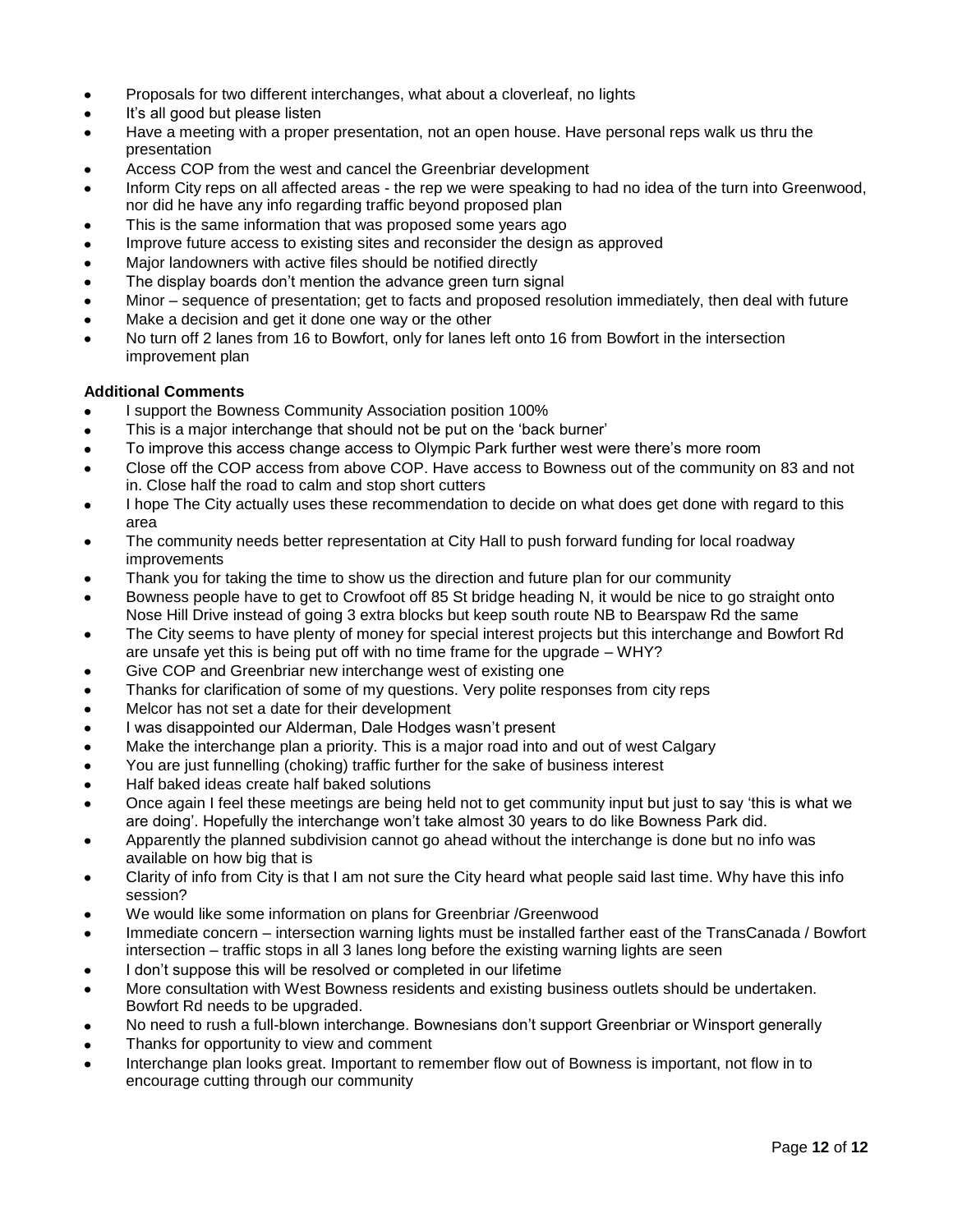- Proposals for two different interchanges, what about a cloverleaf, no lights
- It's all good but please listen
- Have a meeting with a proper presentation, not an open house. Have personal reps walk us thru the presentation
- Access COP from the west and cancel the Greenbriar development
- Inform City reps on all affected areas - the rep we were speaking to had no idea of the turn into Greenwood, nor did he have any info regarding traffic beyond proposed plan
- This is the same information that was proposed some years ago
- Improve future access to existing sites and reconsider the design as approved
- Major landowners with active files should be notified directly
- The display boards don't mention the advance green turn signal
- Minor – sequence of presentation; get to facts and proposed resolution immediately, then deal with future
- Make a decision and get it done one way or the other
- No turn off 2 lanes from 16 to Bowfort, only for lanes left onto 16 from Bowfort in the intersection improvement plan

**Additional Comments**

- I support the Bowness Community Association position 100%
- This is a major interchange that should not be put on the 'back burner'
- To improve this access change access to Olympic Park further west were there's more room
- Close off the COP access from above COP. Have access to Bowness out of the community on 83 and not in. Close half the road to calm and stop short cutters
- I hope The City actually uses these recommendation to decide on what does get done with regard to this area
- The community needs better representation at City Hall to push forward funding for local roadway improvements
- Thank you for taking the time to show us the direction and future plan for our community
- Bowness people have to get to Crowfoot off 85 St bridge heading N, it would be nice to go straight onto Nose Hill Drive instead of going 3 extra blocks but keep south route NB to Bearspaw Rd the same
- The City seems to have plenty of money for special interest projects but this interchange and Bowfort Rd are unsafe yet this is being put off with no time frame for the upgrade – WHY?
- Give COP and Greenbriar new interchange west of existing one
- Thanks for clarification of some of my questions. Very polite responses from city reps
- Melcor has not set a date for their development
- I was disappointed our Alderman, Dale Hodges wasn't present
- Make the interchange plan a priority. This is a major road into and out of west Calgary
- You are just funnelling (choking) traffic further for the sake of business interest
- Half baked ideas create half baked solutions
- Once again I feel these meetings are being held not to get community input but just to say 'this is what we are doing'. Hopefully the interchange won't take almost 30 years to do like Bowness Park did.
- Apparently the planned subdivision cannot go ahead without the interchange is done but no info was available on how big that is
- Clarity of info from City is that I am not sure the City heard what people said last time. Why have this info session?
- We would like some information on plans for Greenbriar /Greenwood
- Immediate concern – intersection warning lights must be installed farther east of the TransCanada / Bowfort intersection – traffic stops in all 3 lanes long before the existing warning lights are seen
- I don't suppose this will be resolved or completed in our lifetime
- More consultation with West Bowness residents and existing business outlets should be undertaken. Bowfort Rd needs to be upgraded.
- No need to rush a full-blown interchange. Bownesians don't support Greenbriar or Winsport generally
- Thanks for opportunity to view and comment
- Interchange plan looks great. Important to remember flow out of Bowness is important, not flow in to encourage cutting through our community